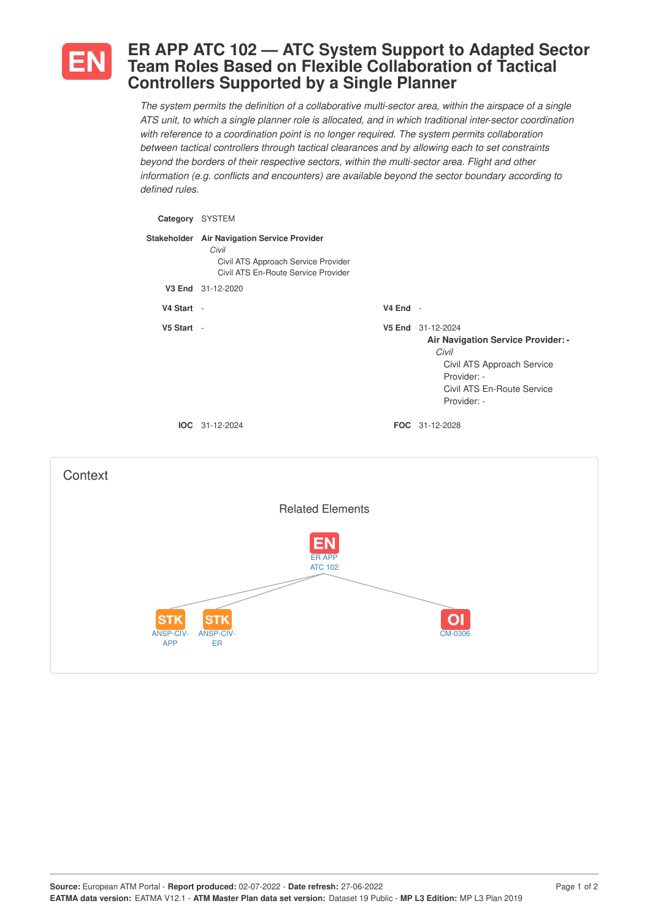# EN ER APP ATC 102 — ATC System Support to Adapted Sector Team Roles Based on Flexible Collaboration of Tactical Controllers Supported by a Single Planner

*The system permits the definition of a collaborative multi-sector area, within the airspace of a single ATS unit, to which a single planner role is allocated, and in which traditional inter-sector coordination with reference to a coordination point is no longer required. The system permits collaboration between tactical controllers through tactical clearances and by allowing each to set constraints beyond the borders of their respective sectors, within the multi-sector area. Flight and other information (e.g. conflicts and encounters) are available beyond the sector boundary according to defined rules.*

**Category** SYSTEM

**Stakeholder** **Air Navigation Service Provider**
*Civil*
- Civil ATS Approach Service Provider
- Civil ATS En-Route Service Provider

**V3 End** 31-12-2020

**V4 Start** -

**V4 End** -

**V5 Start** -

**V5 End** 31-12-2024
**Air Navigation Service Provider: -**
*Civil*
- Civil ATS Approach Service Provider: -
- Civil ATS En-Route Service Provider: -

**IOC** 31-12-2024

**FOC** 31-12-2028

## Context

### Related Elements

- EN ER APP ATC 102
  - STK ANSP-CIV-APP
  - STK ANSP-CIV-ER
  - OI CM-0306

**Source:** European ATM Portal - **Report produced:** 02-07-2022 - **Date refresh:** 27-06-2022
**EATMA data version:** EATMA V12.1 - **ATM Master Plan data set version:** Dataset 19 Public - **MP L3 Edition:** MP L3 Plan 2019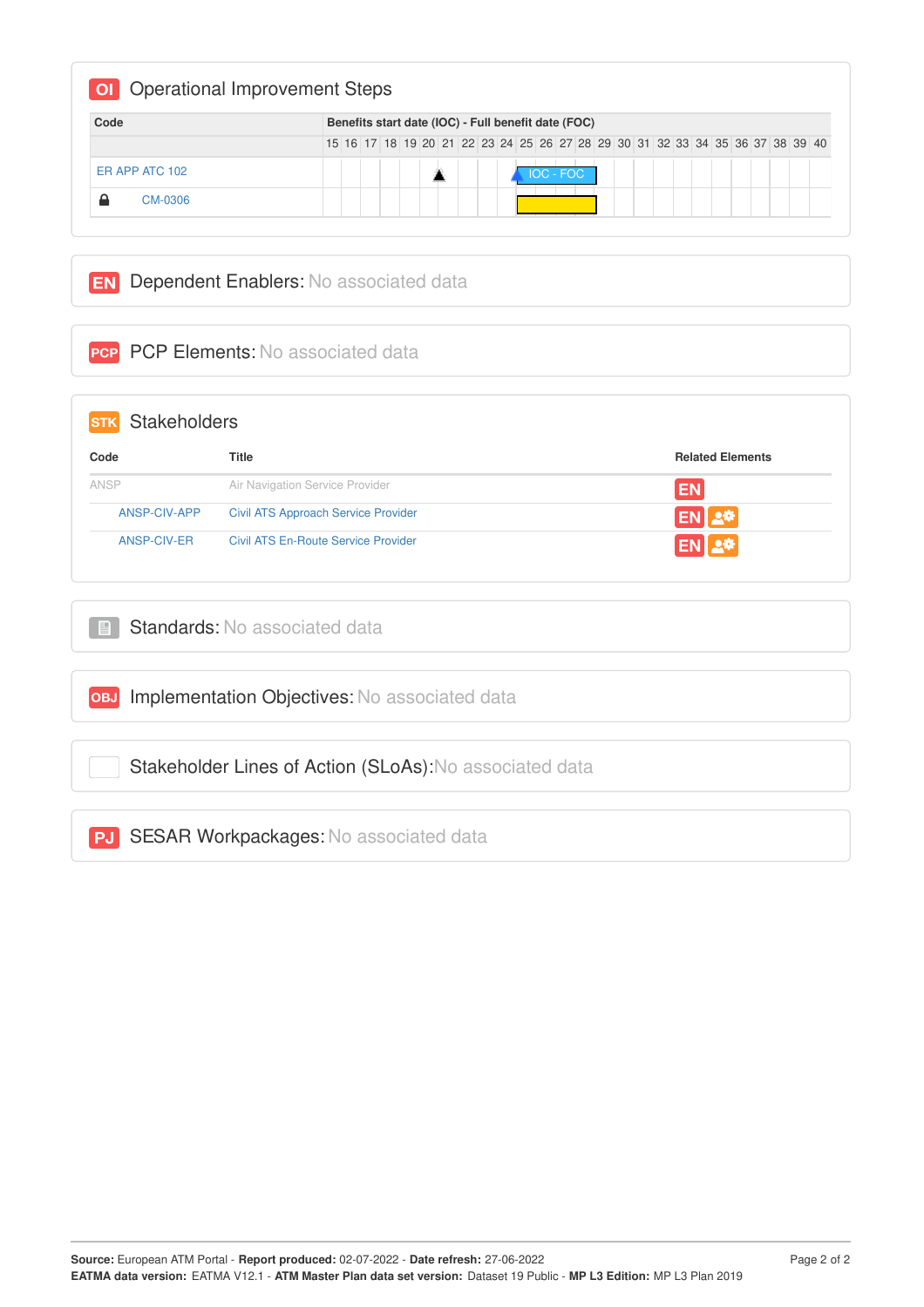## OI Operational Improvement Steps

| Code | Benefits start date (IOC) - Full benefit date (FOC) |
|---|---|
| | 15 16 17 18 19 20 21 22 23 24 25 26 27 28 29 30 31 32 33 34 35 36 37 38 39 40 |
| ER APP ATC 102 | IOC - FOC |
| CM-0306 | |

## EN Dependent Enablers: No associated data

## PCP PCP Elements: No associated data

## STK Stakeholders

| Code | Title | Related Elements |
|---|---|---|
| ANSP | Air Navigation Service Provider | EN |
| ANSP-CIV-APP | Civil ATS Approach Service Provider | EN |
| ANSP-CIV-ER | Civil ATS En-Route Service Provider | EN |

## Standards: No associated data

## OBJ Implementation Objectives: No associated data

## Stakeholder Lines of Action (SLoAs): No associated data

## PJ SESAR Workpackages: No associated data

**Source:** European ATM Portal - **Report produced:** 02-07-2022 - **Date refresh:** 27-06-2022
**EATMA data version:** EATMA V12.1 - **ATM Master Plan data set version:** Dataset 19 Public - **MP L3 Edition:** MP L3 Plan 2019